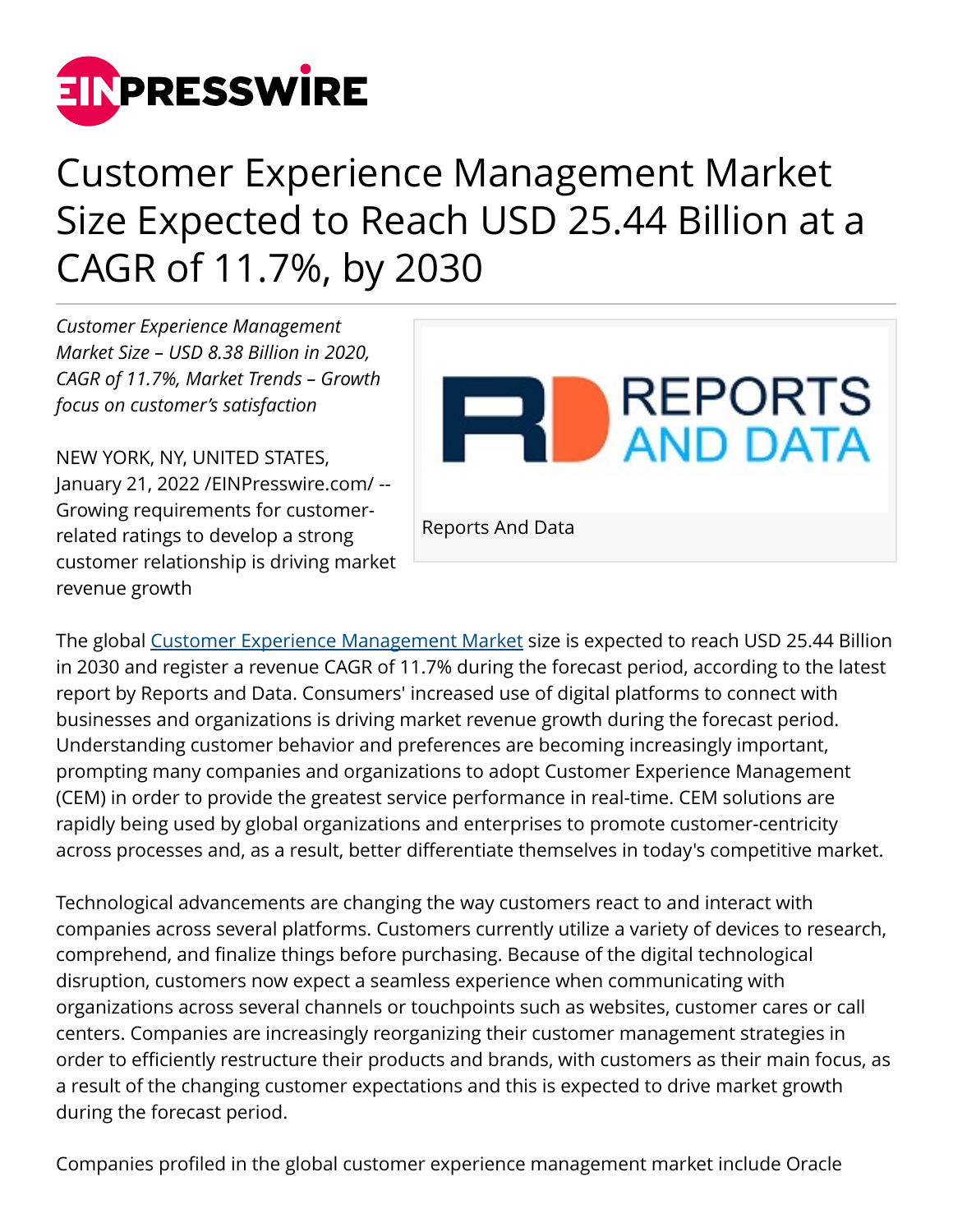# Customer Experience Management Market Size Expected to Reach USD 25.44 Billion at a CAGR of 11.7%, by 2030

*Customer Experience Management Market Size – USD 8.38 Billion in 2020, CAGR of 11.7%, Market Trends – Growth focus on customer's satisfaction*

Reports And Data

NEW YORK, NY, UNITED STATES, January 21, 2022 /EINPresswire.com/ -- Growing requirements for customer-related ratings to develop a strong customer relationship is driving market revenue growth

The global Customer Experience Management Market size is expected to reach USD 25.44 Billion in 2030 and register a revenue CAGR of 11.7% during the forecast period, according to the latest report by Reports and Data. Consumers' increased use of digital platforms to connect with businesses and organizations is driving market revenue growth during the forecast period. Understanding customer behavior and preferences are becoming increasingly important, prompting many companies and organizations to adopt Customer Experience Management (CEM) in order to provide the greatest service performance in real-time. CEM solutions are rapidly being used by global organizations and enterprises to promote customer-centricity across processes and, as a result, better differentiate themselves in today's competitive market.

Technological advancements are changing the way customers react to and interact with companies across several platforms. Customers currently utilize a variety of devices to research, comprehend, and finalize things before purchasing. Because of the digital technological disruption, customers now expect a seamless experience when communicating with organizations across several channels or touchpoints such as websites, customer cares or call centers. Companies are increasingly reorganizing their customer management strategies in order to efficiently restructure their products and brands, with customers as their main focus, as a result of the changing customer expectations and this is expected to drive market growth during the forecast period.

Companies profiled in the global customer experience management market include Oracle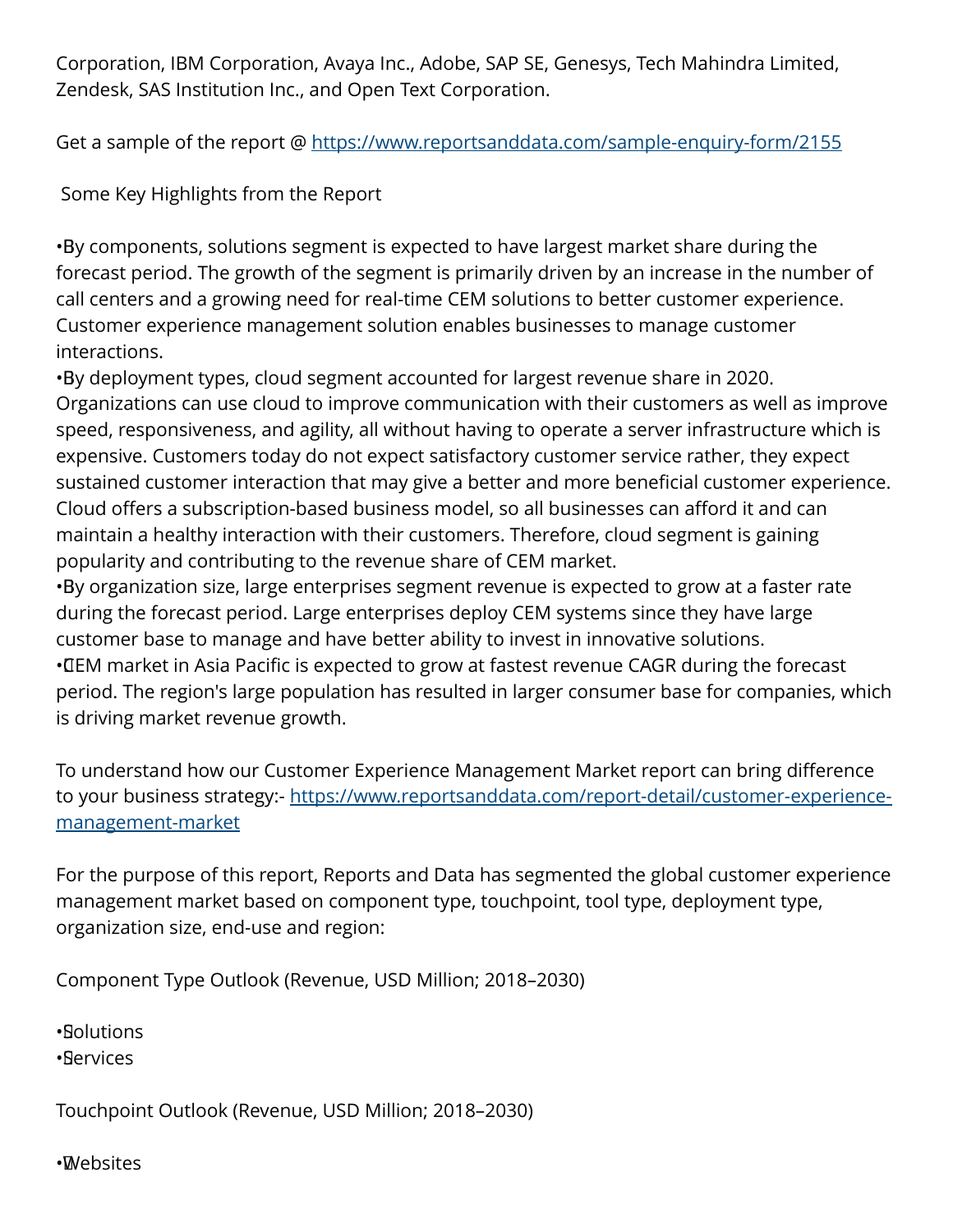Corporation, IBM Corporation, Avaya Inc., Adobe, SAP SE, Genesys, Tech Mahindra Limited, Zendesk, SAS Institution Inc., and Open Text Corporation.

Get a sample of the report @ [https://www.reportsanddata.com/sample-enquiry-form/2155](https://www.reportsanddata.com/sample-enquiry-form/2155)

Some Key Highlights from the Report

- By components, solutions segment is expected to have largest market share during the forecast period. The growth of the segment is primarily driven by an increase in the number of call centers and a growing need for real-time CEM solutions to better customer experience. Customer experience management solution enables businesses to manage customer interactions.
- By deployment types, cloud segment accounted for largest revenue share in 2020. Organizations can use cloud to improve communication with their customers as well as improve speed, responsiveness, and agility, all without having to operate a server infrastructure which is expensive. Customers today do not expect satisfactory customer service rather, they expect sustained customer interaction that may give a better and more beneficial customer experience. Cloud offers a subscription-based business model, so all businesses can afford it and can maintain a healthy interaction with their customers. Therefore, cloud segment is gaining popularity and contributing to the revenue share of CEM market.
- By organization size, large enterprises segment revenue is expected to grow at a faster rate during the forecast period. Large enterprises deploy CEM systems since they have large customer base to manage and have better ability to invest in innovative solutions.
- CEM market in Asia Pacific is expected to grow at fastest revenue CAGR during the forecast period. The region's large population has resulted in larger consumer base for companies, which is driving market revenue growth.

To understand how our Customer Experience Management Market report can bring difference to your business strategy:- [https://www.reportsanddata.com/report-detail/customer-experience-management-market](https://www.reportsanddata.com/report-detail/customer-experience-management-market)

For the purpose of this report, Reports and Data has segmented the global customer experience management market based on component type, touchpoint, tool type, deployment type, organization size, end-use and region:

Component Type Outlook (Revenue, USD Million; 2018–2030)

- Solutions
- Services

Touchpoint Outlook (Revenue, USD Million; 2018–2030)

- Websites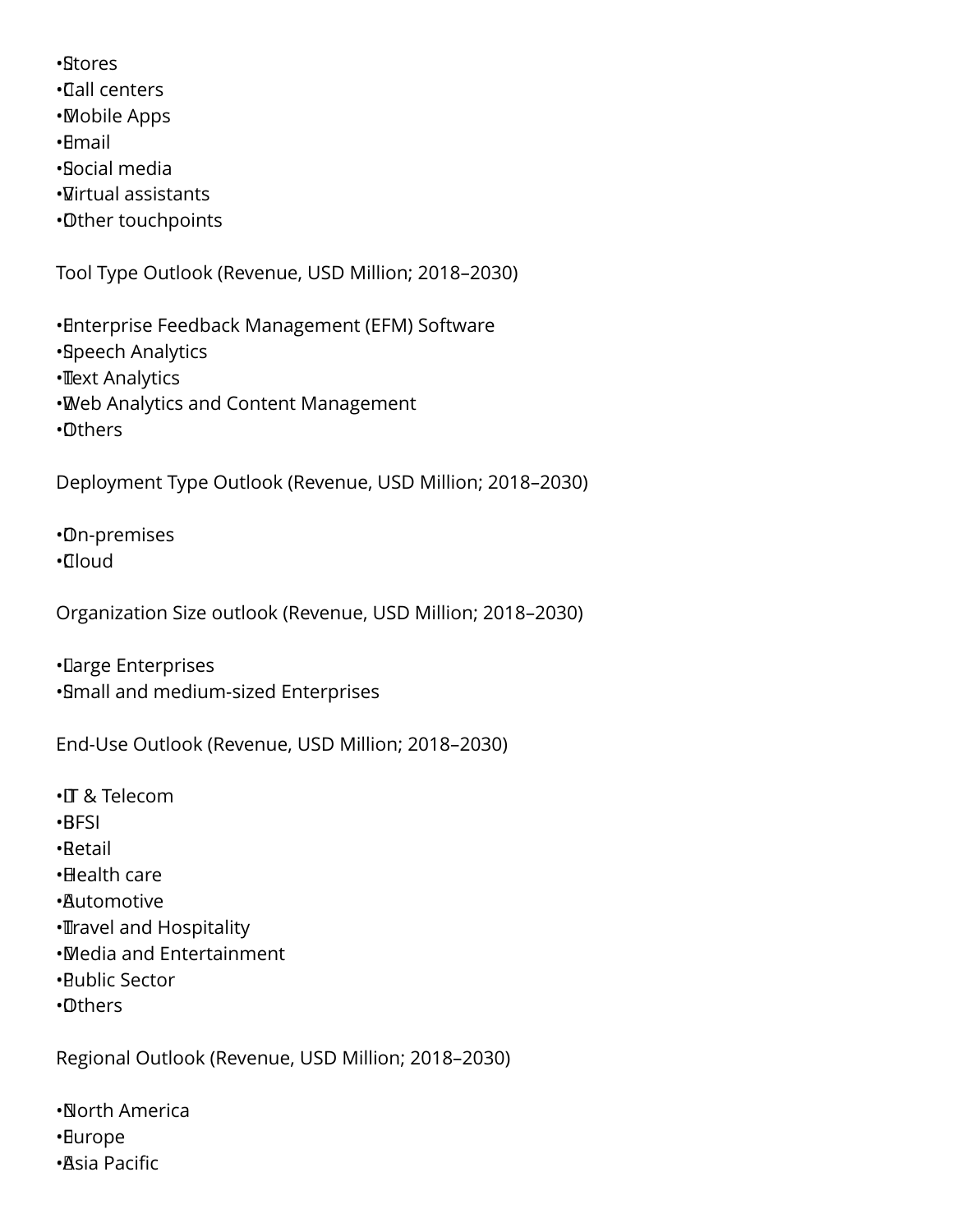- Stores
- Call centers
- Mobile Apps
- Email
- Social media
- Virtual assistants
- Other touchpoints

Tool Type Outlook (Revenue, USD Million; 2018–2030)

- Enterprise Feedback Management (EFM) Software
- Speech Analytics
- Text Analytics
- Web Analytics and Content Management
- Others

Deployment Type Outlook (Revenue, USD Million; 2018–2030)

- On-premises
- Cloud

Organization Size outlook (Revenue, USD Million; 2018–2030)

- Large Enterprises
- Small and medium-sized Enterprises

End-Use Outlook (Revenue, USD Million; 2018–2030)

- IT & Telecom
- BFSI
- Retail
- Health care
- Automotive
- Travel and Hospitality
- Media and Entertainment
- Public Sector
- Others

Regional Outlook (Revenue, USD Million; 2018–2030)

- North America
- Europe
- Asia Pacific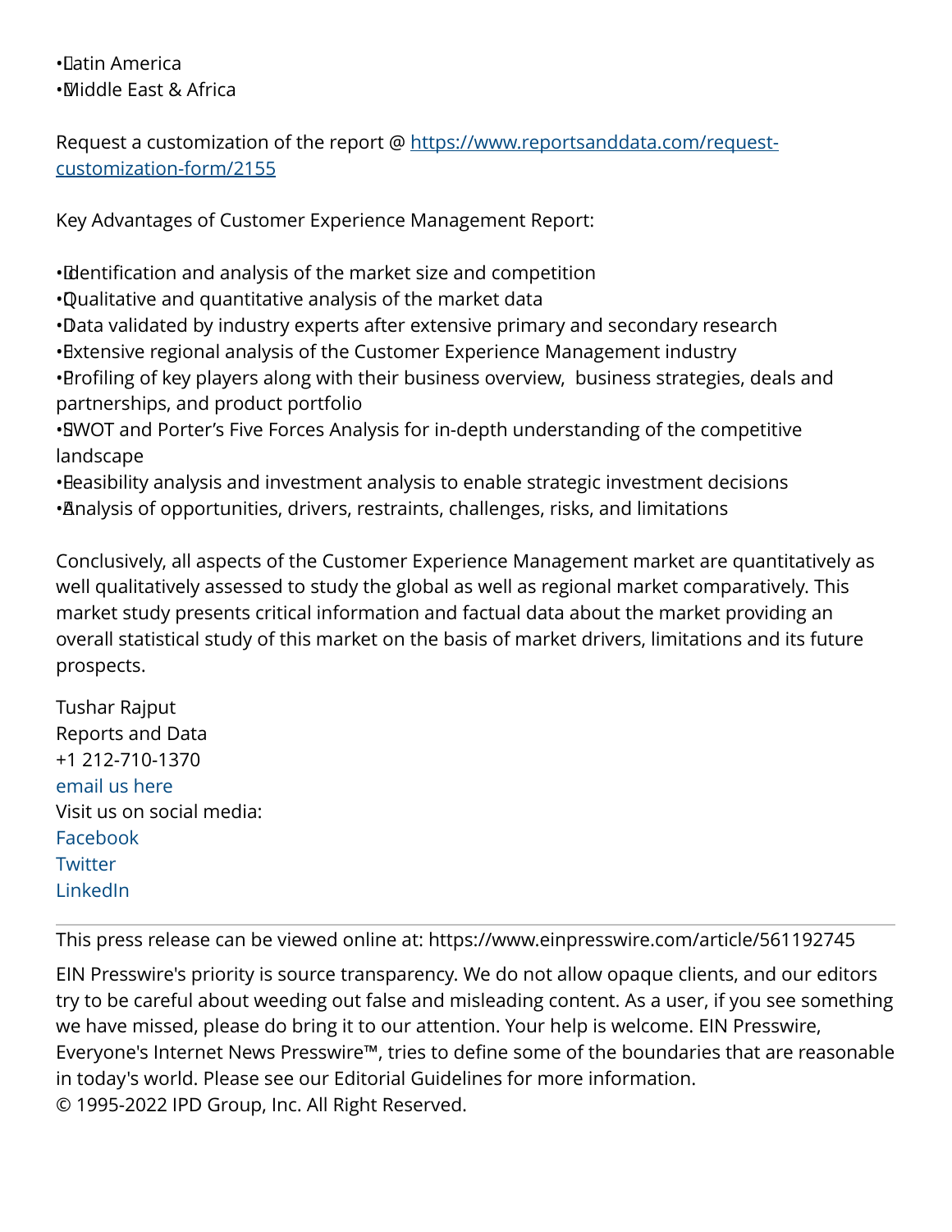- Latin America
- Middle East & Africa

Request a customization of the report @ https://www.reportsanddata.com/request-customization-form/2155

Key Advantages of Customer Experience Management Report:

- Identification and analysis of the market size and competition
- Qualitative and quantitative analysis of the market data
- Data validated by industry experts after extensive primary and secondary research
- Extensive regional analysis of the Customer Experience Management industry
- Profiling of key players along with their business overview, business strategies, deals and partnerships, and product portfolio
- SWOT and Porter's Five Forces Analysis for in-depth understanding of the competitive landscape
- Feasibility analysis and investment analysis to enable strategic investment decisions
- Analysis of opportunities, drivers, restraints, challenges, risks, and limitations

Conclusively, all aspects of the Customer Experience Management market are quantitatively as well qualitatively assessed to study the global as well as regional market comparatively. This market study presents critical information and factual data about the market providing an overall statistical study of this market on the basis of market drivers, limitations and its future prospects.

Tushar Rajput
Reports and Data
+1 212-710-1370
email us here
Visit us on social media:
Facebook
Twitter
LinkedIn

---

This press release can be viewed online at: https://www.einpresswire.com/article/561192745

EIN Presswire's priority is source transparency. We do not allow opaque clients, and our editors try to be careful about weeding out false and misleading content. As a user, if you see something we have missed, please do bring it to our attention. Your help is welcome. EIN Presswire, Everyone's Internet News Presswire™, tries to define some of the boundaries that are reasonable in today's world. Please see our Editorial Guidelines for more information.
© 1995-2022 IPD Group, Inc. All Right Reserved.